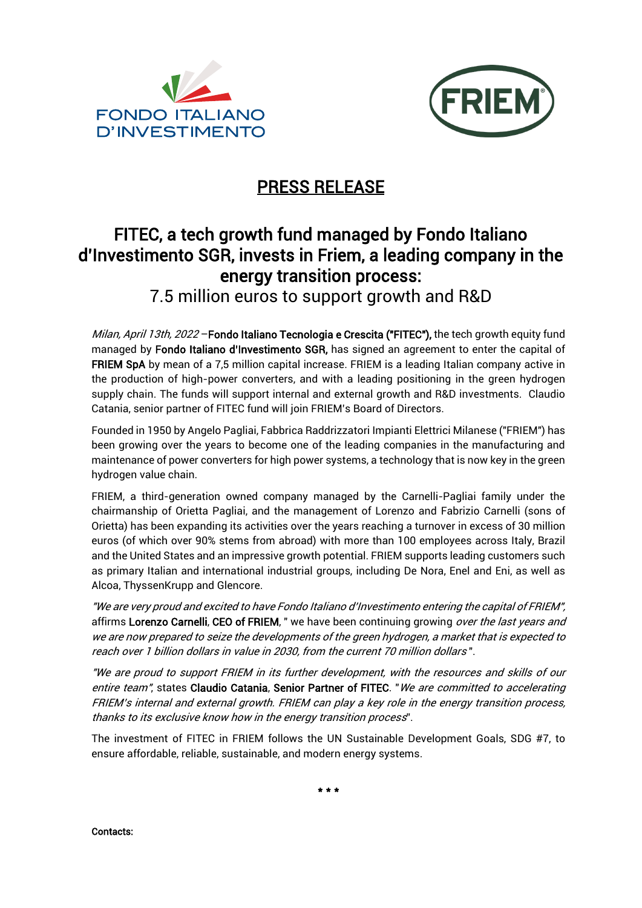FONDO ITALIANO D'INVESTIMENTO

FRIEM

# PRESS RELEASE

## FITEC, a tech growth fund managed by Fondo Italiano d'Investimento SGR, invests in Friem, a leading company in the energy transition process:

7.5 million euros to support growth and R&D

*Milan, April 13th, 2022* –**Fondo Italiano Tecnologia e Crescita ("FITEC"),** the tech growth equity fund managed by **Fondo Italiano d'Investimento SGR,** has signed an agreement to enter the capital of **FRIEM SpA** by mean of a 7,5 million capital increase. FRIEM is a leading Italian company active in the production of high-power converters, and with a leading positioning in the green hydrogen supply chain. The funds will support internal and external growth and R&D investments. Claudio Catania, senior partner of FITEC fund will join FRIEM's Board of Directors.

Founded in 1950 by Angelo Pagliai, Fabbrica Raddrizzatori Impianti Elettrici Milanese ("FRIEM") has been growing over the years to become one of the leading companies in the manufacturing and maintenance of power converters for high power systems, a technology that is now key in the green hydrogen value chain.

FRIEM, a third-generation owned company managed by the Carnelli-Pagliai family under the chairmanship of Orietta Pagliai, and the management of Lorenzo and Fabrizio Carnelli (sons of Orietta) has been expanding its activities over the years reaching a turnover in excess of 30 million euros (of which over 90% stems from abroad) with more than 100 employees across Italy, Brazil and the United States and an impressive growth potential. FRIEM supports leading customers such as primary Italian and international industrial groups, including De Nora, Enel and Eni, as well as Alcoa, ThyssenKrupp and Glencore.

*"We are very proud and excited to have Fondo Italiano d'Investimento entering the capital of FRIEM"*, affirms **Lorenzo Carnelli**, **CEO of FRIEM**, " we have been continuing growing *over the last years and we are now prepared to seize the developments of the green hydrogen, a market that is expected to reach over 1 billion dollars in value in 2030, from the current 70 million dollars* ".

*"We are proud to support FRIEM in its further development, with the resources and skills of our entire team"*, states **Claudio Catania**, **Senior Partner of FITEC**. "*We are committed to accelerating FRIEM's internal and external growth. FRIEM can play a key role in the energy transition process, thanks to its exclusive know how in the energy transition process*".

The investment of FITEC in FRIEM follows the UN Sustainable Development Goals, SDG #7, to ensure affordable, reliable, sustainable, and modern energy systems.

\* \* \*

**Contacts:**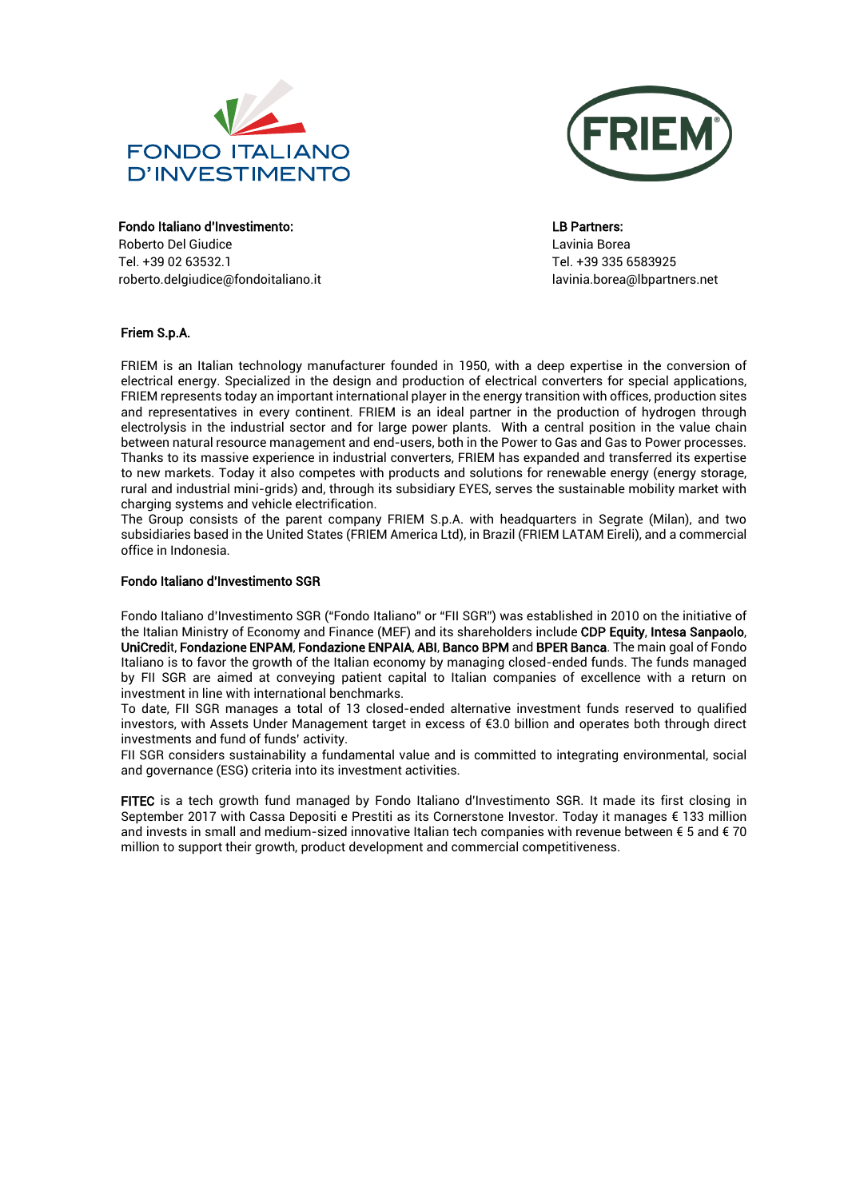**Fondo Italiano d'Investimento:**
Roberto Del Giudice
Tel. +39 02 63532.1
roberto.delgiudice@fondoitaliano.it

**LB Partners:**
Lavinia Borea
Tel. +39 335 6583925
lavinia.borea@lbpartners.net

## Friem S.p.A.

FRIEM is an Italian technology manufacturer founded in 1950, with a deep expertise in the conversion of electrical energy. Specialized in the design and production of electrical converters for special applications, FRIEM represents today an important international player in the energy transition with offices, production sites and representatives in every continent. FRIEM is an ideal partner in the production of hydrogen through electrolysis in the industrial sector and for large power plants. With a central position in the value chain between natural resource management and end-users, both in the Power to Gas and Gas to Power processes. Thanks to its massive experience in industrial converters, FRIEM has expanded and transferred its expertise to new markets. Today it also competes with products and solutions for renewable energy (energy storage, rural and industrial mini-grids) and, through its subsidiary EYES, serves the sustainable mobility market with charging systems and vehicle electrification.
The Group consists of the parent company FRIEM S.p.A. with headquarters in Segrate (Milan), and two subsidiaries based in the United States (FRIEM America Ltd), in Brazil (FRIEM LATAM Eireli), and a commercial office in Indonesia.

## Fondo Italiano d'Investimento SGR

Fondo Italiano d'Investimento SGR ("Fondo Italiano" or "FII SGR") was established in 2010 on the initiative of the Italian Ministry of Economy and Finance (MEF) and its shareholders include **CDP Equity**, **Intesa Sanpaolo**, **UniCredit**, **Fondazione ENPAM**, **Fondazione ENPAIA**, **ABI**, **Banco BPM** and **BPER Banca**. The main goal of Fondo Italiano is to favor the growth of the Italian economy by managing closed-ended funds. The funds managed by FII SGR are aimed at conveying patient capital to Italian companies of excellence with a return on investment in line with international benchmarks.
To date, FII SGR manages a total of 13 closed-ended alternative investment funds reserved to qualified investors, with Assets Under Management target in excess of €3.0 billion and operates both through direct investments and fund of funds' activity.
FII SGR considers sustainability a fundamental value and is committed to integrating environmental, social and governance (ESG) criteria into its investment activities.

**FITEC** is a tech growth fund managed by Fondo Italiano d'Investimento SGR. It made its first closing in September 2017 with Cassa Depositi e Prestiti as its Cornerstone Investor. Today it manages € 133 million and invests in small and medium-sized innovative Italian tech companies with revenue between € 5 and € 70 million to support their growth, product development and commercial competitiveness.